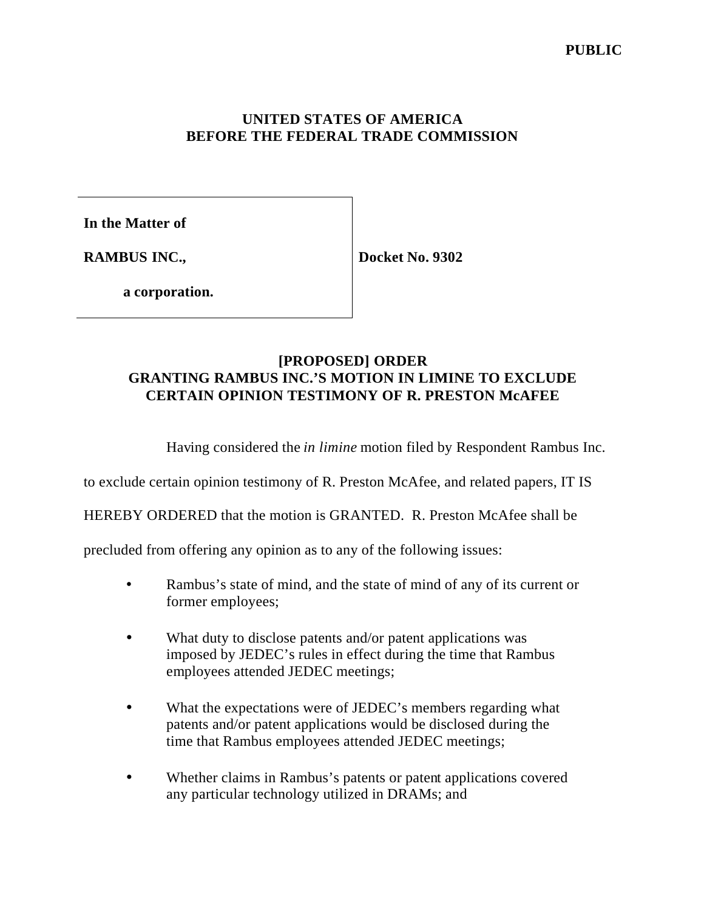PUBLIC

**UNITED STATES OF AMERICA**
**BEFORE THE FEDERAL TRADE COMMISSION**

| | |
|---|---|
| **In the Matter of**<br><br>**RAMBUS INC.,**<br><br>**a corporation.** | **Docket No. 9302** |

## [PROPOSED] ORDER GRANTING RAMBUS INC.'S MOTION IN LIMINE TO EXCLUDE CERTAIN OPINION TESTIMONY OF R. PRESTON McAFEE

Having considered the *in limine* motion filed by Respondent Rambus Inc. to exclude certain opinion testimony of R. Preston McAfee, and related papers, IT IS HEREBY ORDERED that the motion is GRANTED. R. Preston McAfee shall be precluded from offering any opinion as to any of the following issues:

- Rambus's state of mind, and the state of mind of any of its current or former employees;
- What duty to disclose patents and/or patent applications was imposed by JEDEC's rules in effect during the time that Rambus employees attended JEDEC meetings;
- What the expectations were of JEDEC's members regarding what patents and/or patent applications would be disclosed during the time that Rambus employees attended JEDEC meetings;
- Whether claims in Rambus's patents or patent applications covered any particular technology utilized in DRAMs; and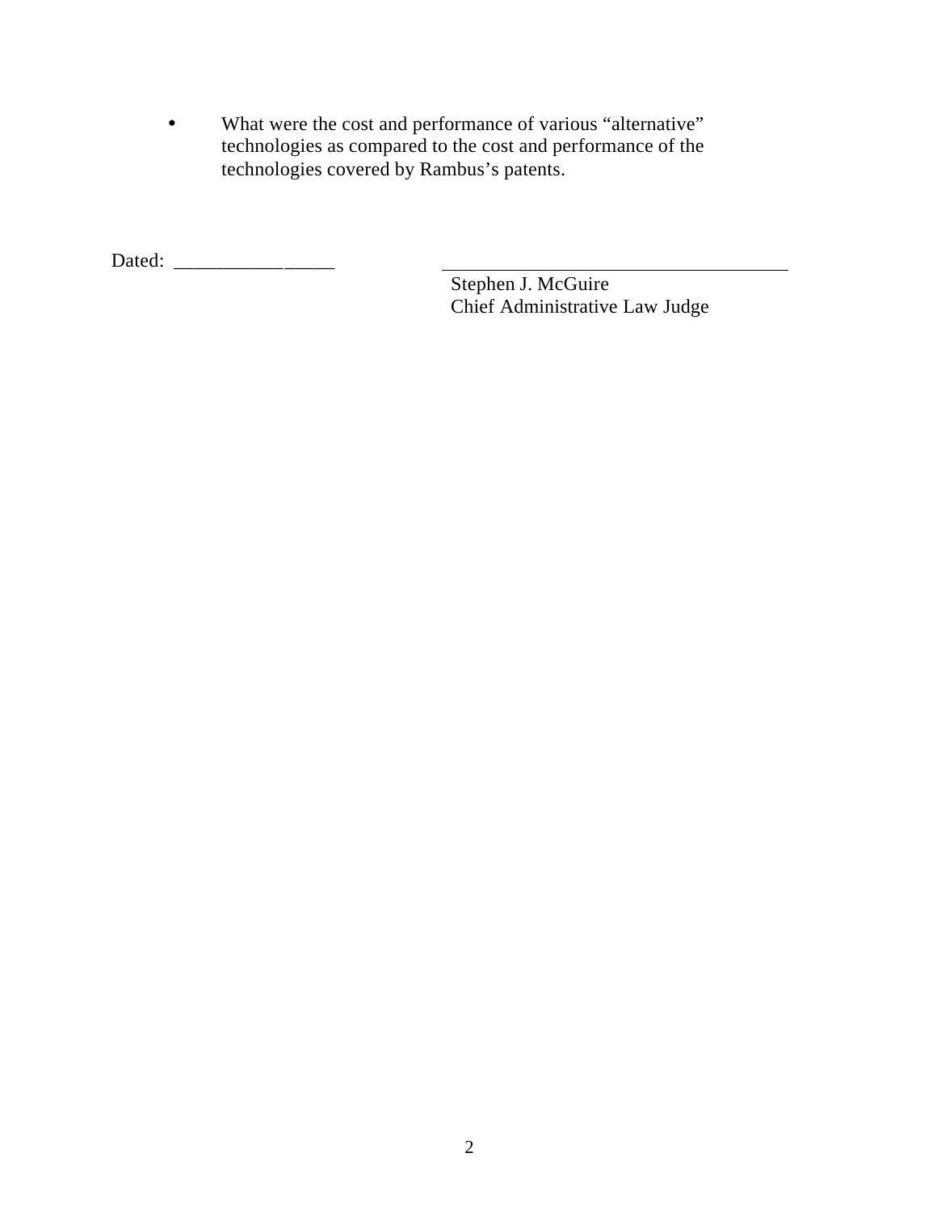- What were the cost and performance of various "alternative" technologies as compared to the cost and performance of the technologies covered by Rambus's patents.

Dated: _______________

______________________________
Stephen J. McGuire
Chief Administrative Law Judge